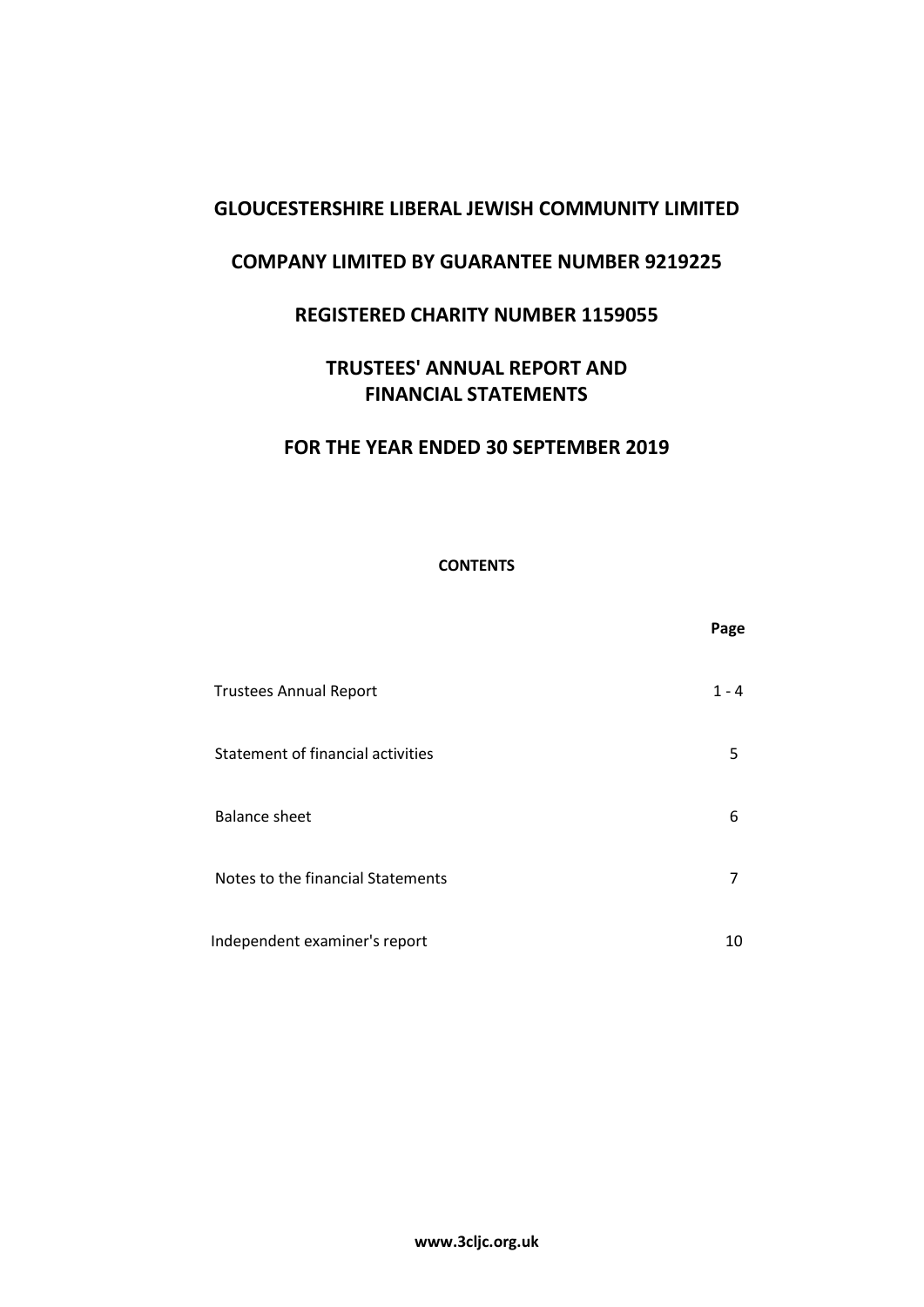# GLOUCESTERSHIRE LIBERAL JEWISH COMMUNITY LIMITED

## COMPANY LIMITED BY GUARANTEE NUMBER 9219225

## REGISTERED CHARITY NUMBER 1159055

## TRUSTEES' ANNUAL REPORT AND FINANCIAL STATEMENTS

## FOR THE YEAR ENDED 30 SEPTEMBER 2019

**CONTENTS**

| | **Page** |
|---|---|
| Trustees Annual Report | 1 - 4 |
| Statement of financial activities | 5 |
| Balance sheet | 6 |
| Notes to the financial Statements | 7 |
| Independent examiner's report | 10 |

**www.3cljc.org.uk**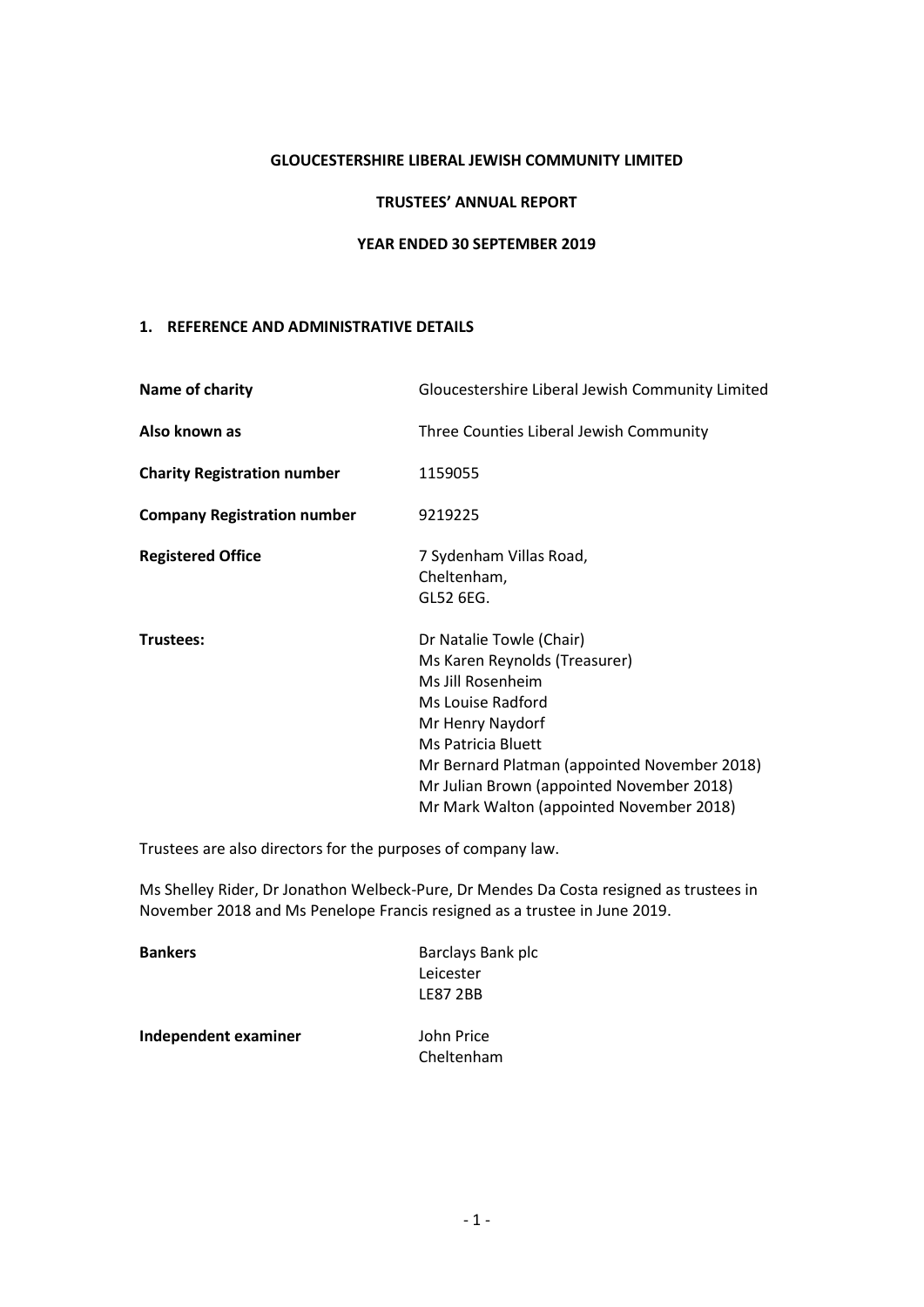**GLOUCESTERSHIRE LIBERAL JEWISH COMMUNITY LIMITED**

**TRUSTEES' ANNUAL REPORT**

**YEAR ENDED 30 SEPTEMBER 2019**

## 1. REFERENCE AND ADMINISTRATIVE DETAILS

| | |
|---|---|
| **Name of charity** | Gloucestershire Liberal Jewish Community Limited |
| **Also known as** | Three Counties Liberal Jewish Community |
| **Charity Registration number** | 1159055 |
| **Company Registration number** | 9219225 |
| **Registered Office** | 7 Sydenham Villas Road,<br>Cheltenham,<br>GL52 6EG. |
| **Trustees:** | Dr Natalie Towle (Chair)<br>Ms Karen Reynolds (Treasurer)<br>Ms Jill Rosenheim<br>Ms Louise Radford<br>Mr Henry Naydorf<br>Ms Patricia Bluett<br>Mr Bernard Platman (appointed November 2018)<br>Mr Julian Brown (appointed November 2018)<br>Mr Mark Walton (appointed November 2018) |

Trustees are also directors for the purposes of company law.

Ms Shelley Rider, Dr Jonathon Welbeck-Pure, Dr Mendes Da Costa resigned as trustees in November 2018 and Ms Penelope Francis resigned as a trustee in June 2019.

| | |
|---|---|
| **Bankers** | Barclays Bank plc<br>Leicester<br>LE87 2BB |
| **Independent examiner** | John Price<br>Cheltenham |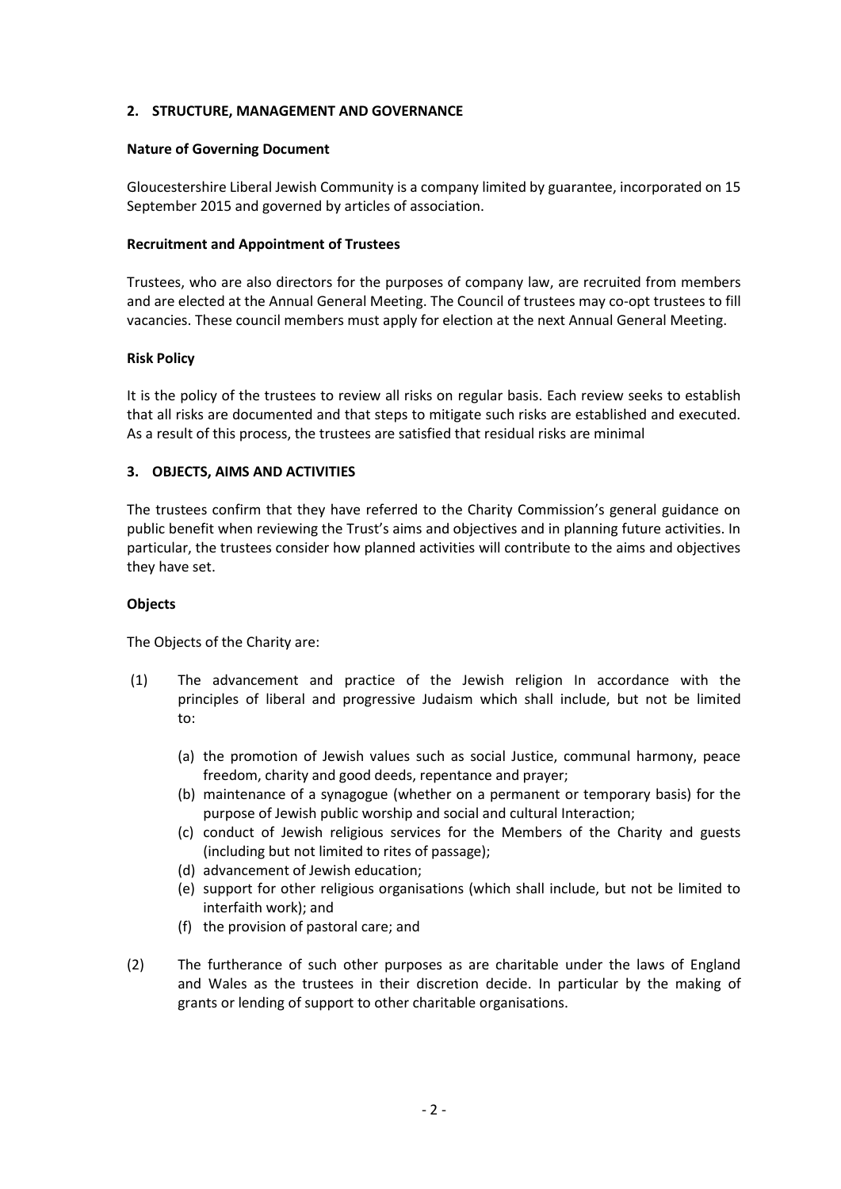## 2. STRUCTURE, MANAGEMENT AND GOVERNANCE

### Nature of Governing Document

Gloucestershire Liberal Jewish Community is a company limited by guarantee, incorporated on 15 September 2015 and governed by articles of association.

### Recruitment and Appointment of Trustees

Trustees, who are also directors for the purposes of company law, are recruited from members and are elected at the Annual General Meeting. The Council of trustees may co-opt trustees to fill vacancies. These council members must apply for election at the next Annual General Meeting.

### Risk Policy

It is the policy of the trustees to review all risks on regular basis. Each review seeks to establish that all risks are documented and that steps to mitigate such risks are established and executed. As a result of this process, the trustees are satisfied that residual risks are minimal

## 3. OBJECTS, AIMS AND ACTIVITIES

The trustees confirm that they have referred to the Charity Commission's general guidance on public benefit when reviewing the Trust's aims and objectives and in planning future activities. In particular, the trustees consider how planned activities will contribute to the aims and objectives they have set.

### Objects

The Objects of the Charity are:

(1) The advancement and practice of the Jewish religion In accordance with the principles of liberal and progressive Judaism which shall include, but not be limited to:

- (a) the promotion of Jewish values such as social Justice, communal harmony, peace freedom, charity and good deeds, repentance and prayer;
- (b) maintenance of a synagogue (whether on a permanent or temporary basis) for the purpose of Jewish public worship and social and cultural Interaction;
- (c) conduct of Jewish religious services for the Members of the Charity and guests (including but not limited to rites of passage);
- (d) advancement of Jewish education;
- (e) support for other religious organisations (which shall include, but not be limited to interfaith work); and
- (f) the provision of pastoral care; and

(2) The furtherance of such other purposes as are charitable under the laws of England and Wales as the trustees in their discretion decide. In particular by the making of grants or lending of support to other charitable organisations.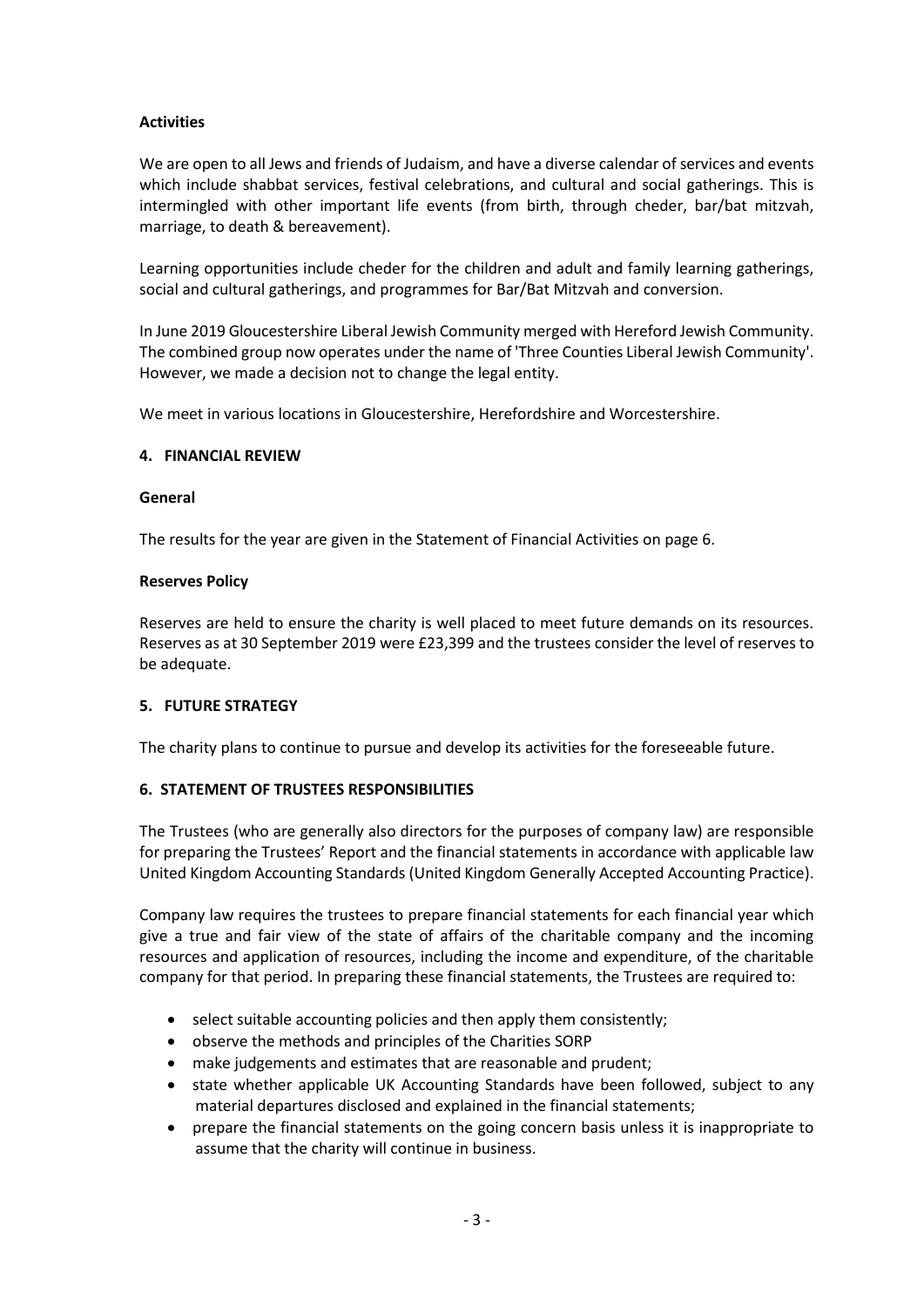**Activities**

We are open to all Jews and friends of Judaism, and have a diverse calendar of services and events which include shabbat services, festival celebrations, and cultural and social gatherings. This is intermingled with other important life events (from birth, through cheder, bar/bat mitzvah, marriage, to death & bereavement).

Learning opportunities include cheder for the children and adult and family learning gatherings, social and cultural gatherings, and programmes for Bar/Bat Mitzvah and conversion.

In June 2019 Gloucestershire Liberal Jewish Community merged with Hereford Jewish Community. The combined group now operates under the name of 'Three Counties Liberal Jewish Community'. However, we made a decision not to change the legal entity.

We meet in various locations in Gloucestershire, Herefordshire and Worcestershire.

## 4. FINANCIAL REVIEW

**General**

The results for the year are given in the Statement of Financial Activities on page 6.

**Reserves Policy**

Reserves are held to ensure the charity is well placed to meet future demands on its resources. Reserves as at 30 September 2019 were £23,399 and the trustees consider the level of reserves to be adequate.

## 5. FUTURE STRATEGY

The charity plans to continue to pursue and develop its activities for the foreseeable future.

## 6. STATEMENT OF TRUSTEES RESPONSIBILITIES

The Trustees (who are generally also directors for the purposes of company law) are responsible for preparing the Trustees' Report and the financial statements in accordance with applicable law United Kingdom Accounting Standards (United Kingdom Generally Accepted Accounting Practice).

Company law requires the trustees to prepare financial statements for each financial year which give a true and fair view of the state of affairs of the charitable company and the incoming resources and application of resources, including the income and expenditure, of the charitable company for that period. In preparing these financial statements, the Trustees are required to:

- select suitable accounting policies and then apply them consistently;
- observe the methods and principles of the Charities SORP
- make judgements and estimates that are reasonable and prudent;
- state whether applicable UK Accounting Standards have been followed, subject to any material departures disclosed and explained in the financial statements;
- prepare the financial statements on the going concern basis unless it is inappropriate to assume that the charity will continue in business.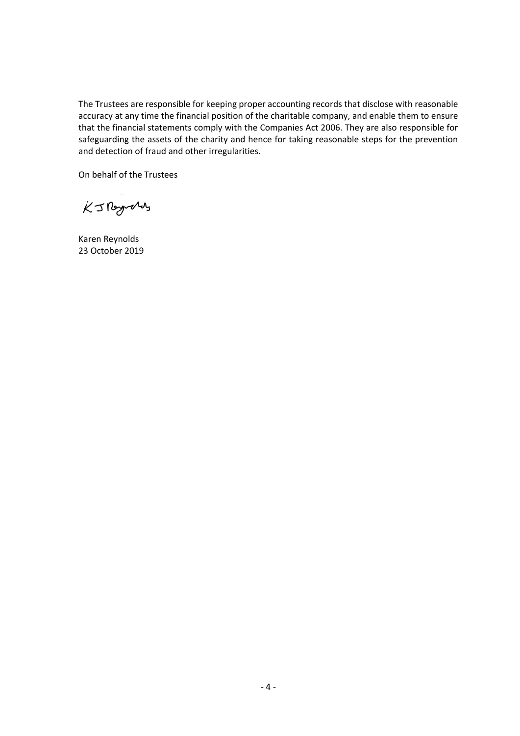The Trustees are responsible for keeping proper accounting records that disclose with reasonable accuracy at any time the financial position of the charitable company, and enable them to ensure that the financial statements comply with the Companies Act 2006. They are also responsible for safeguarding the assets of the charity and hence for taking reasonable steps for the prevention and detection of fraud and other irregularities.

On behalf of the Trustees

K J Reynolds

Karen Reynolds
23 October 2019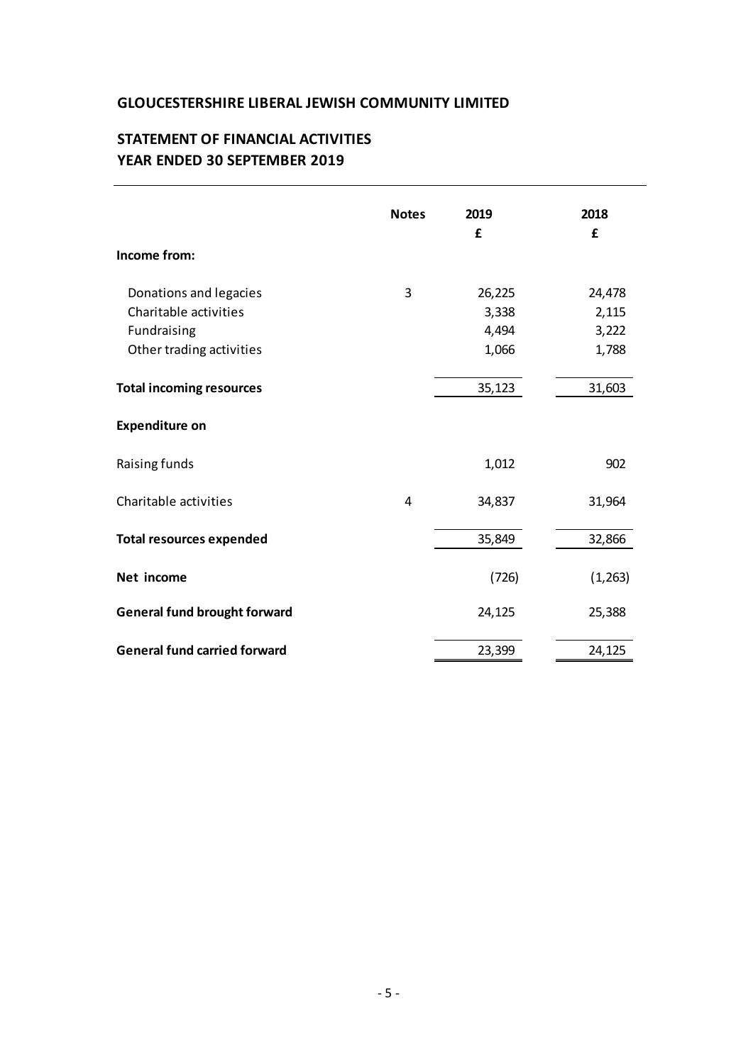# GLOUCESTERSHIRE LIBERAL JEWISH COMMUNITY LIMITED

## STATEMENT OF FINANCIAL ACTIVITIES
## YEAR ENDED 30 SEPTEMBER 2019

| | Notes | 2019 | 2018 |
|---|---|---|---|
| | | £ | £ |
| **Income from:** | | | |
| Donations and legacies | 3 | 26,225 | 24,478 |
| Charitable activities | | 3,338 | 2,115 |
| Fundraising | | 4,494 | 3,222 |
| Other trading activities | | 1,066 | 1,788 |
| **Total incoming resources** | | 35,123 | 31,603 |
| **Expenditure on** | | | |
| Raising funds | | 1,012 | 902 |
| Charitable activities | 4 | 34,837 | 31,964 |
| **Total resources expended** | | 35,849 | 32,866 |
| **Net income** | | (726) | (1,263) |
| **General fund brought forward** | | 24,125 | 25,388 |
| **General fund carried forward** | | 23,399 | 24,125 |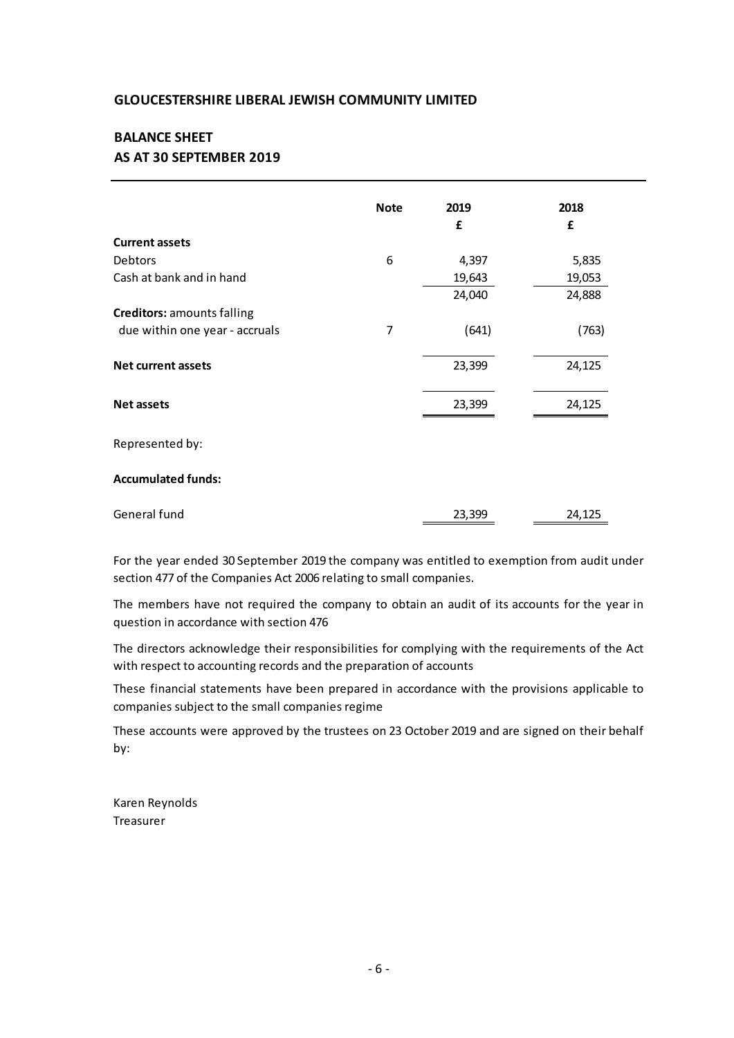**GLOUCESTERSHIRE LIBERAL JEWISH COMMUNITY LIMITED**

**BALANCE SHEET**
**AS AT 30 SEPTEMBER 2019**

| | Note | 2019 £ | 2018 £ |
|---|---|---|---|
| **Current assets** | | | |
| Debtors | 6 | 4,397 | 5,835 |
| Cash at bank and in hand | | 19,643 | 19,053 |
| | | 24,040 | 24,888 |
| **Creditors:** amounts falling due within one year - accruals | 7 | (641) | (763) |
| **Net current assets** | | 23,399 | 24,125 |
| **Net assets** | | 23,399 | 24,125 |
| Represented by: | | | |
| **Accumulated funds:** | | | |
| General fund | | 23,399 | 24,125 |

For the year ended 30 September 2019 the company was entitled to exemption from audit under section 477 of the Companies Act 2006 relating to small companies.

The members have not required the company to obtain an audit of its accounts for the year in question in accordance with section 476

The directors acknowledge their responsibilities for complying with the requirements of the Act with respect to accounting records and the preparation of accounts

These financial statements have been prepared in accordance with the provisions applicable to companies subject to the small companies regime

These accounts were approved by the trustees on 23 October 2019 and are signed on their behalf by:

Karen Reynolds
Treasurer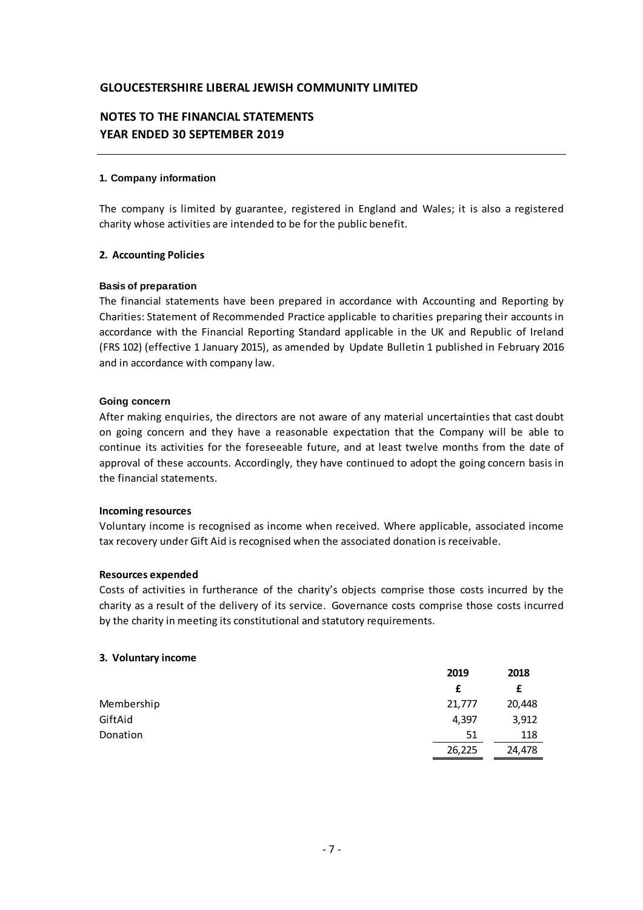# GLOUCESTERSHIRE LIBERAL JEWISH COMMUNITY LIMITED

## NOTES TO THE FINANCIAL STATEMENTS
## YEAR ENDED 30 SEPTEMBER 2019

### 1. Company information

The company is limited by guarantee, registered in England and Wales; it is also a registered charity whose activities are intended to be for the public benefit.

### 2. Accounting Policies

**Basis of preparation**

The financial statements have been prepared in accordance with Accounting and Reporting by Charities: Statement of Recommended Practice applicable to charities preparing their accounts in accordance with the Financial Reporting Standard applicable in the UK and Republic of Ireland (FRS 102) (effective 1 January 2015), as amended by Update Bulletin 1 published in February 2016 and in accordance with company law.

**Going concern**

After making enquiries, the directors are not aware of any material uncertainties that cast doubt on going concern and they have a reasonable expectation that the Company will be able to continue its activities for the foreseeable future, and at least twelve months from the date of approval of these accounts. Accordingly, they have continued to adopt the going concern basis in the financial statements.

**Incoming resources**

Voluntary income is recognised as income when received. Where applicable, associated income tax recovery under Gift Aid is recognised when the associated donation is receivable.

**Resources expended**

Costs of activities in furtherance of the charity's objects comprise those costs incurred by the charity as a result of the delivery of its service. Governance costs comprise those costs incurred by the charity in meeting its constitutional and statutory requirements.

### 3. Voluntary income

| | 2019 | 2018 |
|---|---|---|
| | £ | £ |
| Membership | 21,777 | 20,448 |
| GiftAid | 4,397 | 3,912 |
| Donation | 51 | 118 |
| | 26,225 | 24,478 |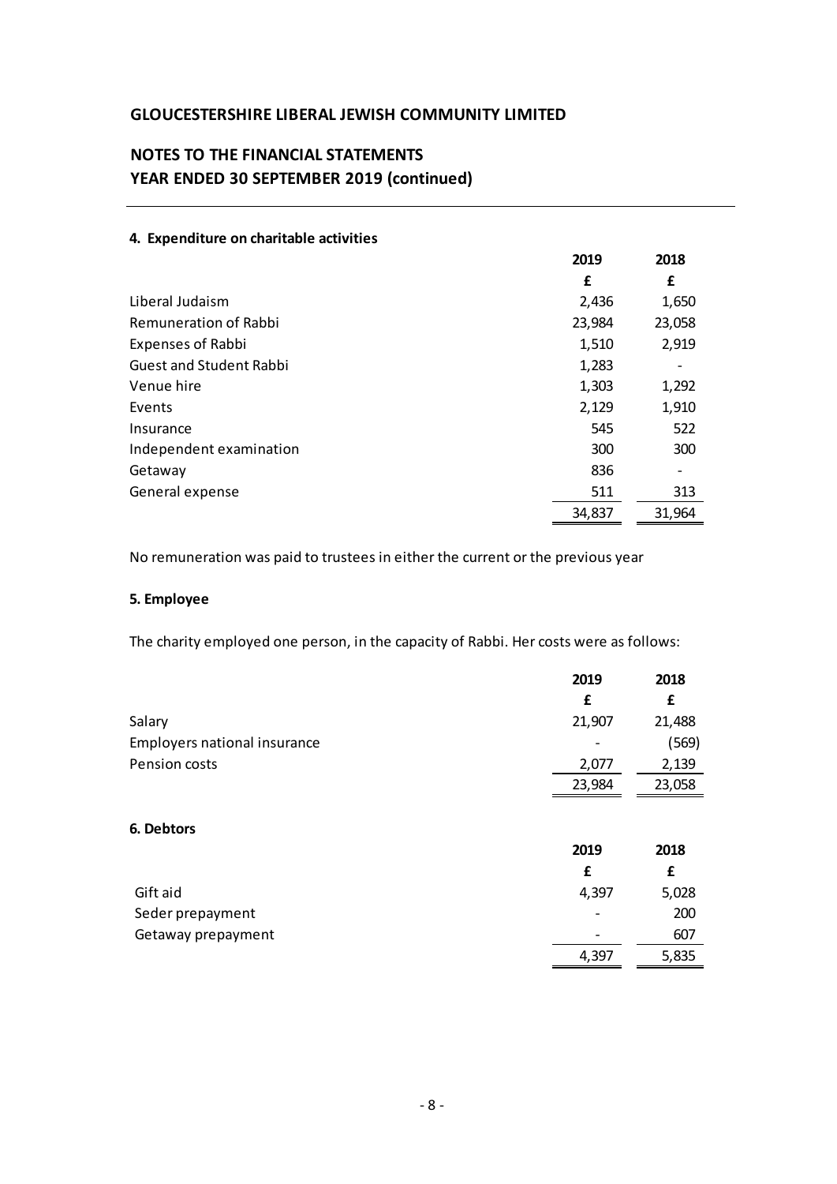# GLOUCESTERSHIRE LIBERAL JEWISH COMMUNITY LIMITED

## NOTES TO THE FINANCIAL STATEMENTS
## YEAR ENDED 30 SEPTEMBER 2019 (continued)

### 4. Expenditure on charitable activities

| | 2019 | 2018 |
|---|---|---|
| | £ | £ |
| Liberal Judaism | 2,436 | 1,650 |
| Remuneration of Rabbi | 23,984 | 23,058 |
| Expenses of Rabbi | 1,510 | 2,919 |
| Guest and Student Rabbi | 1,283 | - |
| Venue hire | 1,303 | 1,292 |
| Events | 2,129 | 1,910 |
| Insurance | 545 | 522 |
| Independent examination | 300 | 300 |
| Getaway | 836 | - |
| General expense | 511 | 313 |
| | 34,837 | 31,964 |

No remuneration was paid to trustees in either the current or the previous year

### 5. Employee

The charity employed one person, in the capacity of Rabbi. Her costs were as follows:

| | 2019 | 2018 |
|---|---|---|
| | £ | £ |
| Salary | 21,907 | 21,488 |
| Employers national insurance | - | (569) |
| Pension costs | 2,077 | 2,139 |
| | 23,984 | 23,058 |

### 6. Debtors

| | 2019 | 2018 |
|---|---|---|
| | £ | £ |
| Gift aid | 4,397 | 5,028 |
| Seder prepayment | - | 200 |
| Getaway prepayment | - | 607 |
| | 4,397 | 5,835 |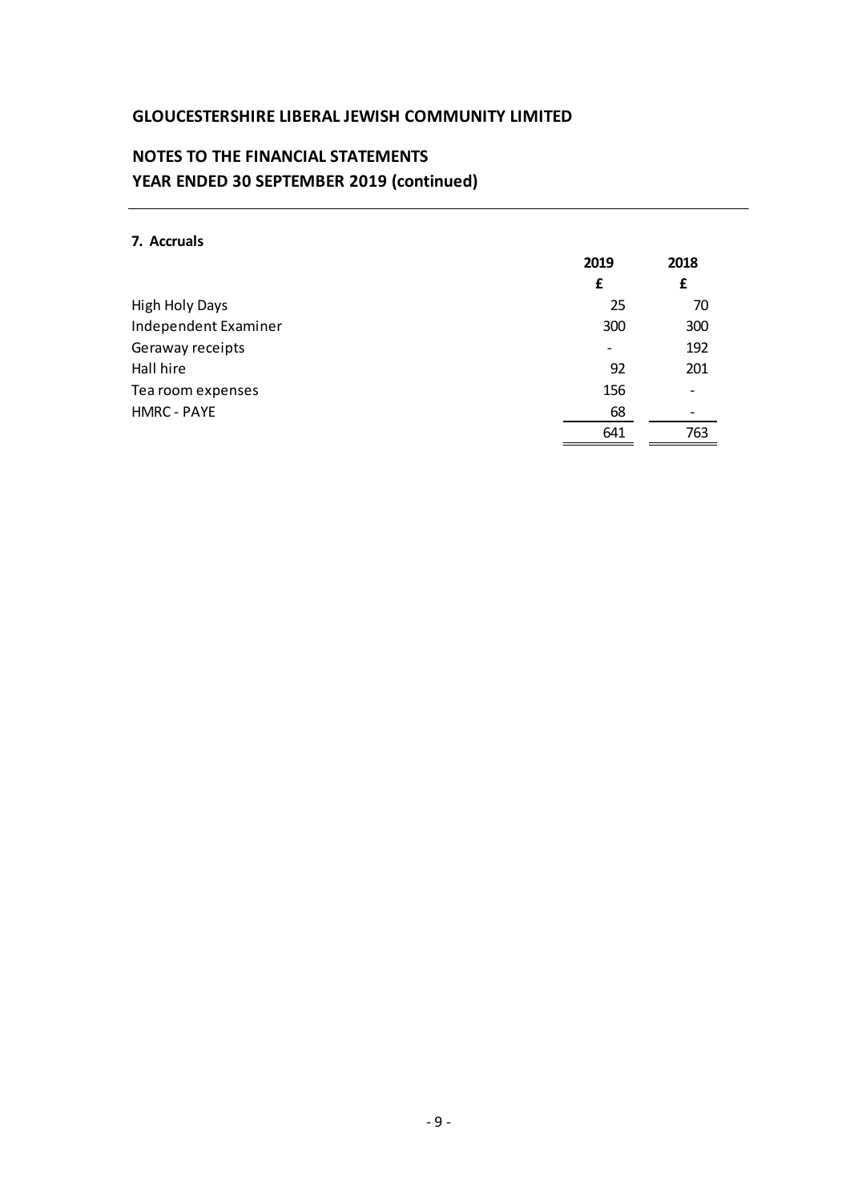## GLOUCESTERSHIRE LIBERAL JEWISH COMMUNITY LIMITED

## NOTES TO THE FINANCIAL STATEMENTS
## YEAR ENDED 30 SEPTEMBER 2019 (continued)

### 7. Accruals

| | 2019 | 2018 |
|---|---|---|
| | £ | £ |
| High Holy Days | 25 | 70 |
| Independent Examiner | 300 | 300 |
| Geraway receipts | - | 192 |
| Hall hire | 92 | 201 |
| Tea room expenses | 156 | - |
| HMRC - PAYE | 68 | - |
| | 641 | 763 |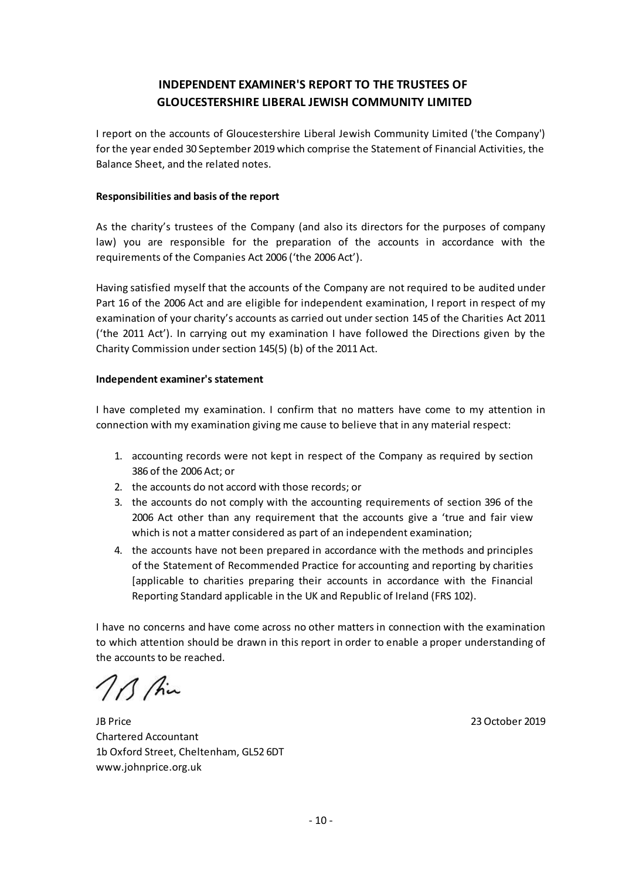# INDEPENDENT EXAMINER'S REPORT TO THE TRUSTEES OF GLOUCESTERSHIRE LIBERAL JEWISH COMMUNITY LIMITED

I report on the accounts of Gloucestershire Liberal Jewish Community Limited ('the Company') for the year ended 30 September 2019 which comprise the Statement of Financial Activities, the Balance Sheet, and the related notes.

**Responsibilities and basis of the report**

As the charity's trustees of the Company (and also its directors for the purposes of company law) you are responsible for the preparation of the accounts in accordance with the requirements of the Companies Act 2006 ('the 2006 Act').

Having satisfied myself that the accounts of the Company are not required to be audited under Part 16 of the 2006 Act and are eligible for independent examination, I report in respect of my examination of your charity's accounts as carried out under section 145 of the Charities Act 2011 ('the 2011 Act'). In carrying out my examination I have followed the Directions given by the Charity Commission under section 145(5) (b) of the 2011 Act.

**Independent examiner's statement**

I have completed my examination. I confirm that no matters have come to my attention in connection with my examination giving me cause to believe that in any material respect:

1. accounting records were not kept in respect of the Company as required by section 386 of the 2006 Act; or
2. the accounts do not accord with those records; or
3. the accounts do not comply with the accounting requirements of section 396 of the 2006 Act other than any requirement that the accounts give a 'true and fair view which is not a matter considered as part of an independent examination;
4. the accounts have not been prepared in accordance with the methods and principles of the Statement of Recommended Practice for accounting and reporting by charities [applicable to charities preparing their accounts in accordance with the Financial Reporting Standard applicable in the UK and Republic of Ireland (FRS 102).

I have no concerns and have come across no other matters in connection with the examination to which attention should be drawn in this report in order to enable a proper understanding of the accounts to be reached.

JB Price
Chartered Accountant
1b Oxford Street, Cheltenham, GL52 6DT
www.johnprice.org.uk

23 October 2019